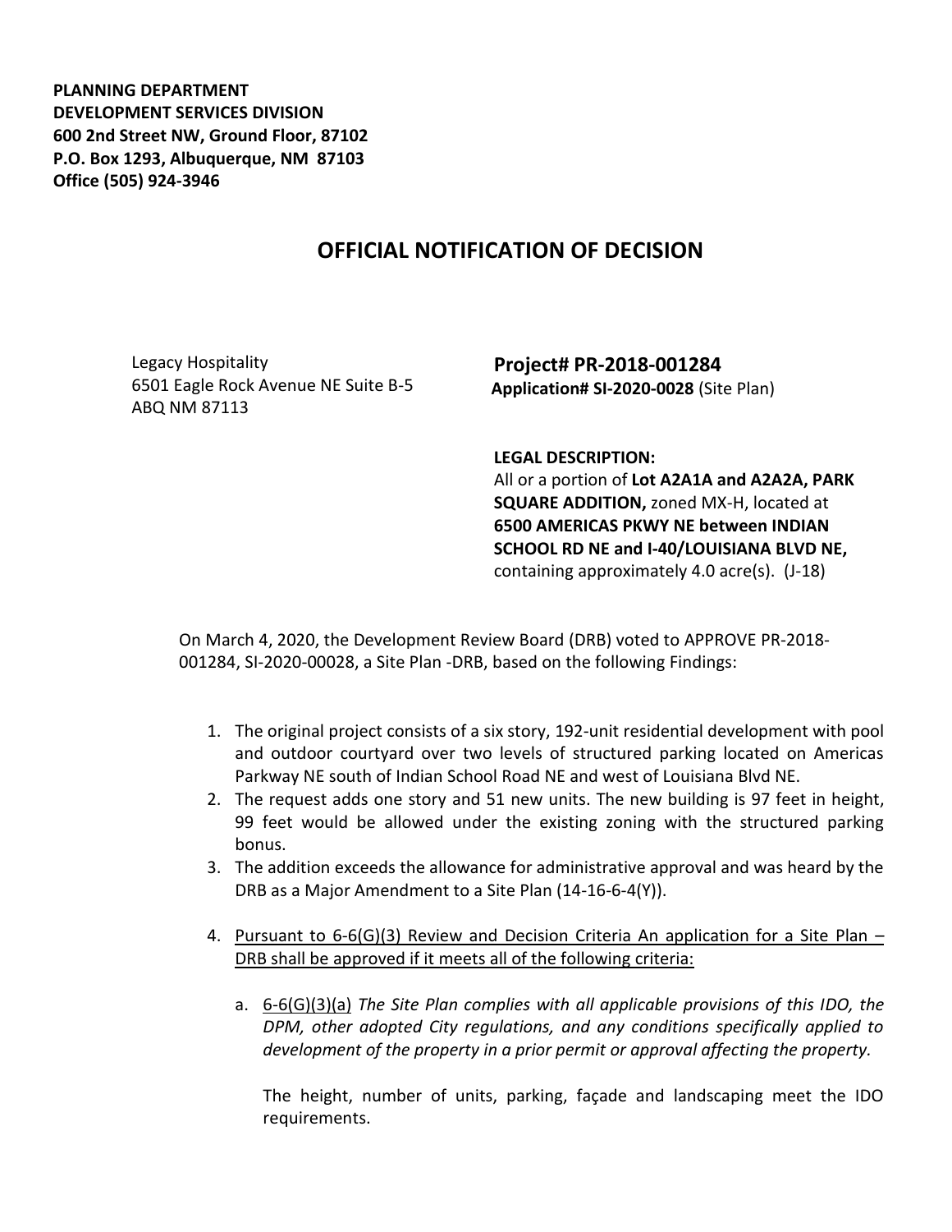**PLANNING DEPARTMENT**
**DEVELOPMENT SERVICES DIVISION**
**600 2nd Street NW, Ground Floor, 87102**
**P.O. Box 1293, Albuquerque, NM 87103**
**Office (505) 924-3946**

# OFFICIAL NOTIFICATION OF DECISION

Legacy Hospitality
6501 Eagle Rock Avenue NE Suite B-5
ABQ NM 87113

**Project# PR-2018-001284**
**Application# SI-2020-0028** (Site Plan)

**LEGAL DESCRIPTION:**
All or a portion of **Lot A2A1A and A2A2A, PARK SQUARE ADDITION,** zoned MX-H, located at **6500 AMERICAS PKWY NE between INDIAN SCHOOL RD NE and I-40/LOUISIANA BLVD NE,** containing approximately 4.0 acre(s). (J-18)

On March 4, 2020, the Development Review Board (DRB) voted to APPROVE PR-2018-001284, SI-2020-00028, a Site Plan -DRB, based on the following Findings:

1. The original project consists of a six story, 192-unit residential development with pool and outdoor courtyard over two levels of structured parking located on Americas Parkway NE south of Indian School Road NE and west of Louisiana Blvd NE.
2. The request adds one story and 51 new units. The new building is 97 feet in height, 99 feet would be allowed under the existing zoning with the structured parking bonus.
3. The addition exceeds the allowance for administrative approval and was heard by the DRB as a Major Amendment to a Site Plan (14-16-6-4(Y)).
4. <u>Pursuant to 6-6(G)(3) Review and Decision Criteria An application for a Site Plan – DRB shall be approved if it meets all of the following criteria:</u>

   a. <u>6-6(G)(3)(a)</u> *The Site Plan complies with all applicable provisions of this IDO, the DPM, other adopted City regulations, and any conditions specifically applied to development of the property in a prior permit or approval affecting the property.*

      The height, number of units, parking, façade and landscaping meet the IDO requirements.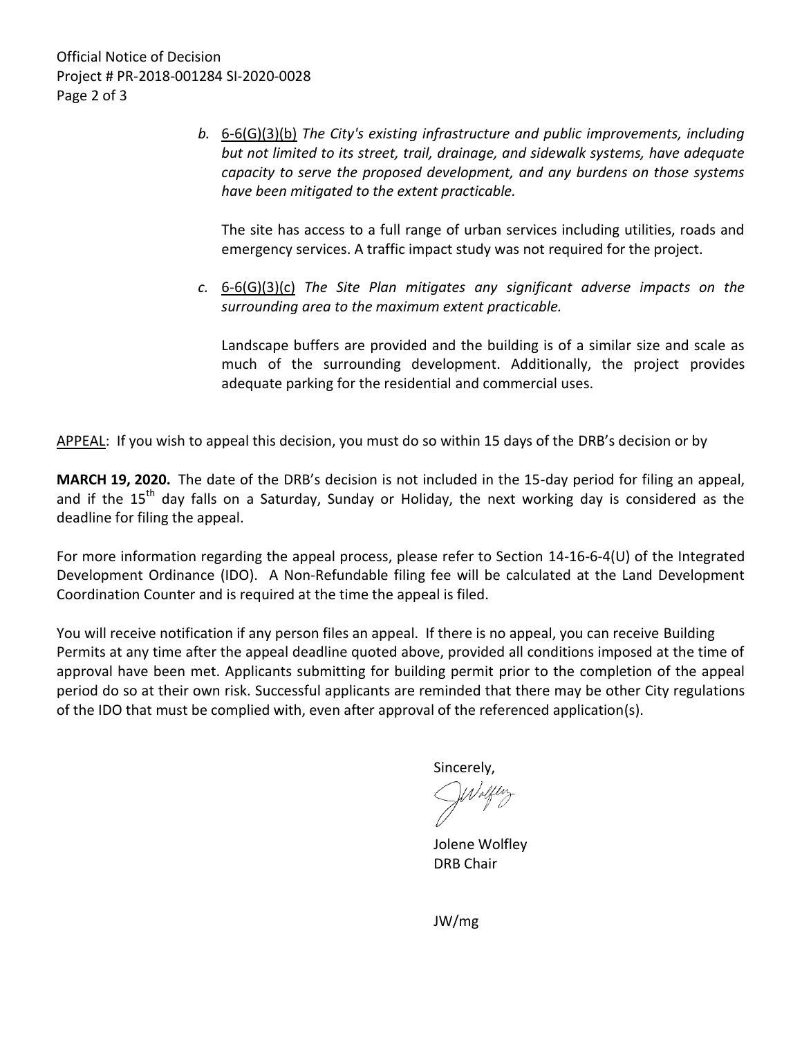*b.* 6-6(G)(3)(b) *The City's existing infrastructure and public improvements, including but not limited to its street, trail, drainage, and sidewalk systems, have adequate capacity to serve the proposed development, and any burdens on those systems have been mitigated to the extent practicable.*

The site has access to a full range of urban services including utilities, roads and emergency services. A traffic impact study was not required for the project.

*c.* 6-6(G)(3)(c) *The Site Plan mitigates any significant adverse impacts on the surrounding area to the maximum extent practicable.*

Landscape buffers are provided and the building is of a similar size and scale as much of the surrounding development. Additionally, the project provides adequate parking for the residential and commercial uses.

APPEAL: If you wish to appeal this decision, you must do so within 15 days of the DRB's decision or by

**MARCH 19, 2020.** The date of the DRB's decision is not included in the 15-day period for filing an appeal, and if the 15th day falls on a Saturday, Sunday or Holiday, the next working day is considered as the deadline for filing the appeal.

For more information regarding the appeal process, please refer to Section 14-16-6-4(U) of the Integrated Development Ordinance (IDO). A Non-Refundable filing fee will be calculated at the Land Development Coordination Counter and is required at the time the appeal is filed.

You will receive notification if any person files an appeal. If there is no appeal, you can receive Building Permits at any time after the appeal deadline quoted above, provided all conditions imposed at the time of approval have been met. Applicants submitting for building permit prior to the completion of the appeal period do so at their own risk. Successful applicants are reminded that there may be other City regulations of the IDO that must be complied with, even after approval of the referenced application(s).

Sincerely,

Jolene Wolfley
DRB Chair

JW/mg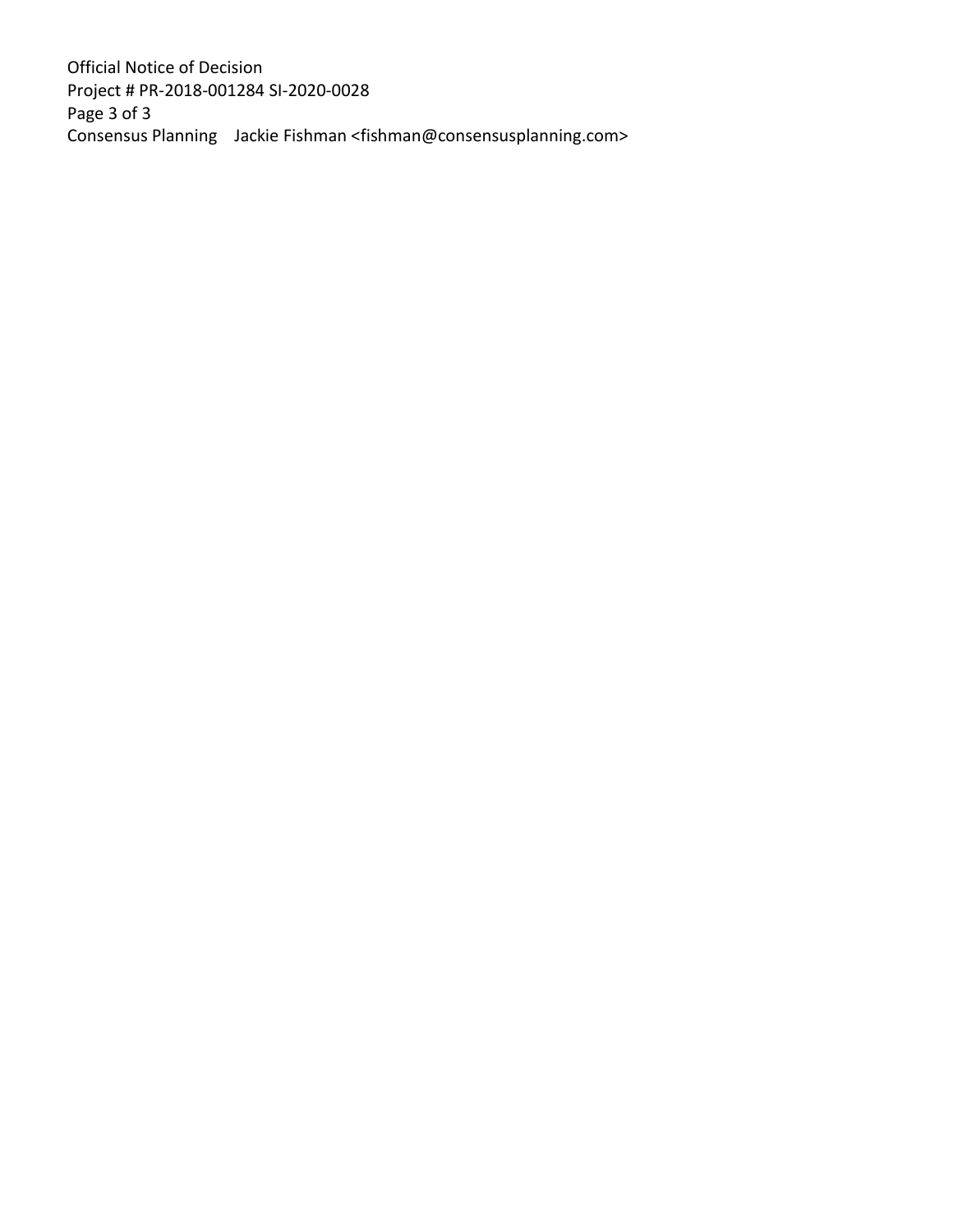Consensus Planning Jackie Fishman <fishman@consensusplanning.com>